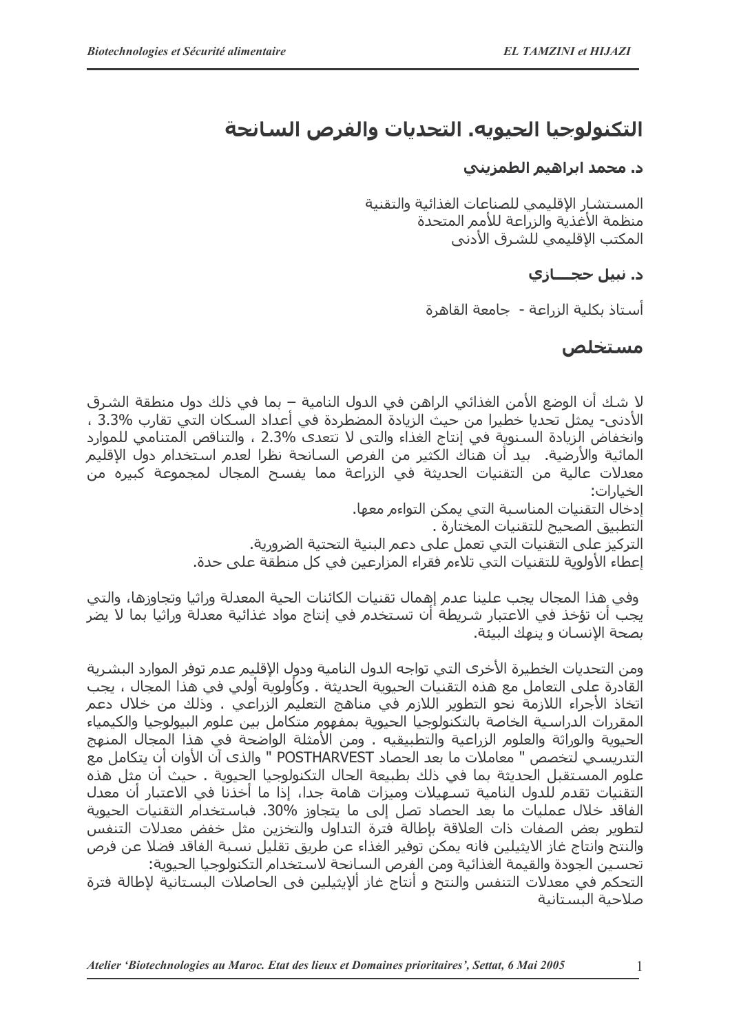# التكنولوجيا الحيويه. التحديات والفرص السانحة

**د. محمد ابراهيم الطمزيني**

المستشار الإقليمي للصناعات الغذائية والتقنية
منظمة الأغذية والزراعة للأمم المتحدة
المكتب الإقليمي للشرق الأدنى

**د. نبيل حجـــازي**

أستاذ بكلية الزراعة - جامعة القاهرة

## مستخلص

لا شك أن الوضع الأمن الغذائي الراهن في الدول النامية – بما في ذلك دول منطقة الشرق الأدنى- يمثل تحديا خطيرا من حيث الزيادة المضطردة في أعداد السكان التي تقارب 3.3% ، وانخفاض الزيادة السنوية في إنتاج الغذاء والتى لا تتعدى 2.3% ، والتناقص المتنامي للموارد المائية والأرضية. بيد أن هناك الكثير من الفرص السانحة نظرا لعدم استخدام دول الإقليم معدلات عالية من التقنيات الحديثة في الزراعة مما يفسح المجال لمجموعة كبيره من الخيارات:

إدخال التقنيات المناسبة التي يمكن التواءم معها.
التطبيق الصحيح للتقنيات المختارة .
التركيز على التقنيات التي تعمل على دعم البنية التحتية الضرورية.
إعطاء الأولوية للتقنيات التي تلاءم فقراء المزارعين في كل منطقة على حدة.

وفي هذا المجال يجب علينا عدم إهمال تقنيات الكائنات الحية المعدلة وراثيا وتجاوزها، والتي يجب أن تؤخذ في الاعتبار شريطة أن تستخدم في إنتاج مواد غذائية معدلة وراثيا بما لا يضر بصحة الإنسان و ينهك البيئة.

ومن التحديات الخطيرة الأخرى التي تواجه الدول النامية ودول الإقليم عدم توفر الموارد البشرية القادرة على التعامل مع هذه التقنيات الحيوية الحديثة . وكأولوية أولي في هذا المجال ، يجب اتخاذ الأجراء اللازمة نحو التطوير اللازم في مناهج التعليم الزراعي . وذلك من خلال دعم المقررات الدراسية الخاصة بالتكنولوجيا الحيوية بمفهوم متكامل بين علوم البيولوجيا والكيمياء الحيوية والوراثة والعلوم الزراعية والتطبيقيه . ومن الأمثلة الواضحة في هذا المجال المنهج التدريسي لتخصص " معاملات ما بعد الحصاد POSTHARVEST " والذى آن الأوان أن يتكامل مع علوم المستقبل الحديثة بما في ذلك بطبيعة الحال التكنولوجيا الحيوية . حيث أن مثل هذه التقنيات تقدم للدول النامية تسهيلات وميزات هامة جدا، إذا ما أخذنا في الاعتبار أن معدل الفاقد خلال عمليات ما بعد الحصاد تصل إلى ما يتجاوز 30%. فباستخدام التقنيات الحيوية لتطوير بعض الصفات ذات العلاقة بإطالة فترة التداول والتخزين مثل خفض معدلات التنفس والنتح وانتاج غاز الايثيلين فانه يمكن توفير الغذاء عن طريق تقليل نسبة الفاقد فضلا عن فرص تحسين الجودة والقيمة الغذائية ومن الفرص السانحة لاستخدام التكنولوجيا الحيوية:
التحكم في معدلات التنفس والنتح و أنتاج غاز ألإيثيلين فى الحاصلات البستانية لإطالة فترة صلاحية البستانية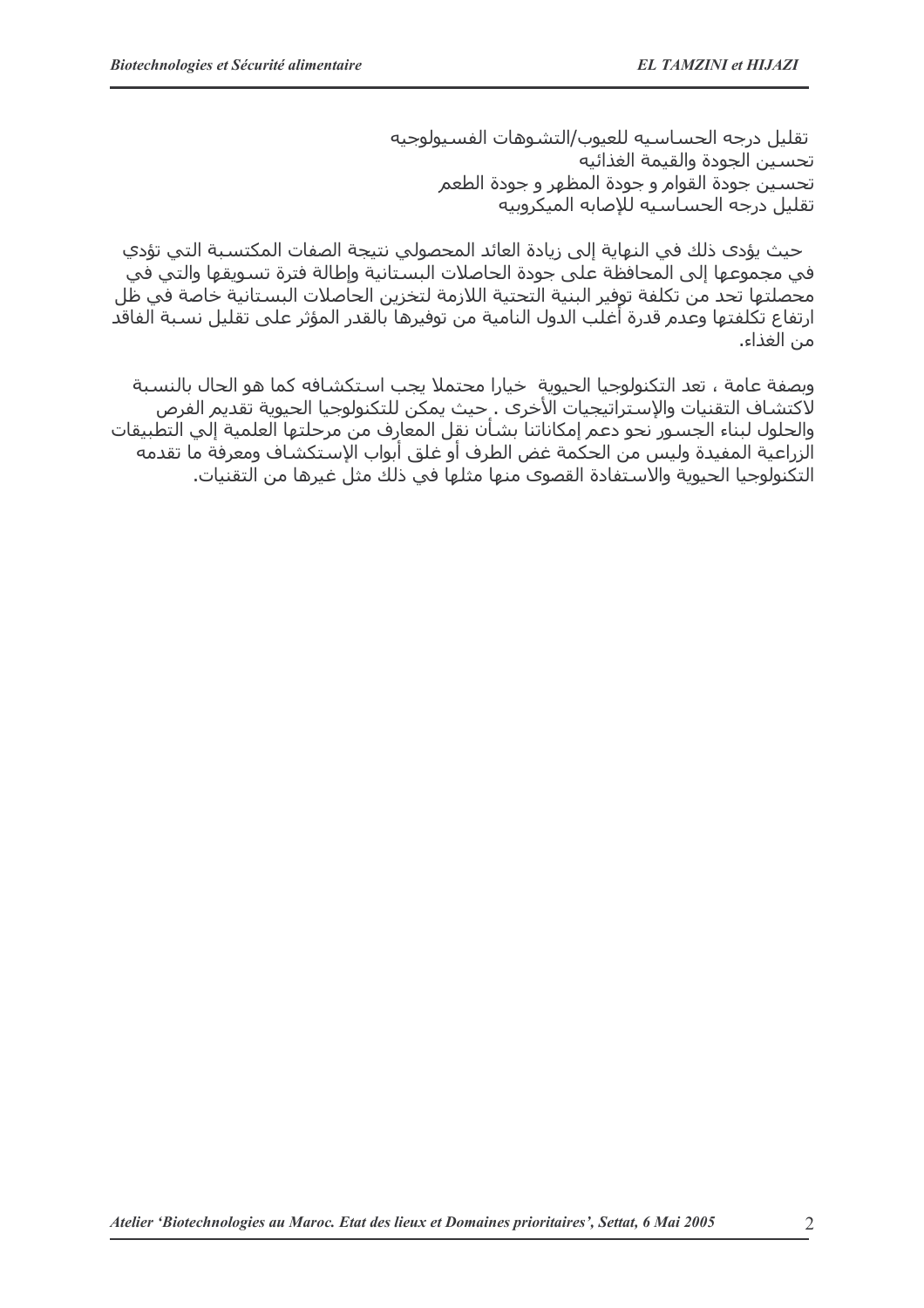تقليل درجه الحساسيه للعيوب/التشوهات الفسيولوجيه
تحسين الجودة والقيمة الغذائيه
تحسين جودة القوام و جودة المظهر و جودة الطعم
تقليل درجه الحساسيه للإصابه الميكروبيه

حيث يؤدى ذلك في النهاية إلى زيادة العائد المحصولي نتيجة الصفات المكتسبة التي تؤدي في مجموعها إلى المحافظة على جودة الحاصلات البستانية وإطالة فترة تسويقها والتي في محصلتها تحد من تكلفة توفير البنية التحتية اللازمة لتخزين الحاصلات البستانية خاصة في ظل ارتفاع تكلفتها وعدم قدرة أغلب الدول النامية من توفيرها بالقدر المؤثر على تقليل نسبة الفاقد من الغذاء.

وبصفة عامة ، تعد التكنولوجيا الحيوية خيارا محتملا يجب استكشافه كما هو الحال بالنسبة لاكتشاف التقنيات والإستراتيجيات الأخرى . حيث يمكن للتكنولوجيا الحيوية تقديم الفرص والحلول لبناء الجسور نحو دعم إمكاناتنا بشأن نقل المعارف من مرحلتها العلمية إلي التطبيقات الزراعية المفيدة وليس من الحكمة غض الطرف أو غلق أبواب الإستكشاف ومعرفة ما تقدمه التكنولوجيا الحيوية والاستفادة القصوى منها مثلها في ذلك مثل غيرها من التقنيات.